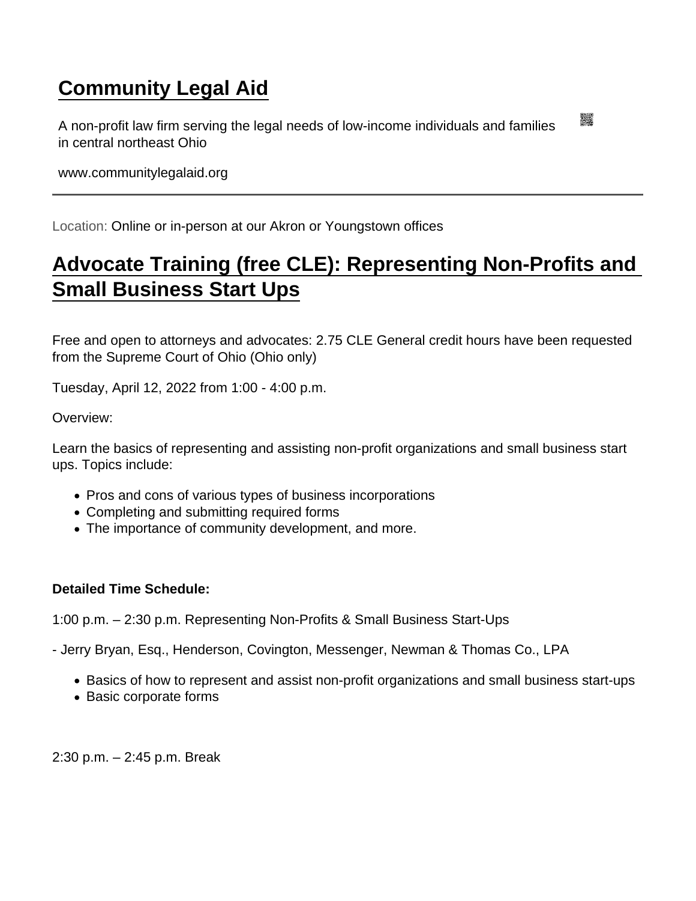# Community Legal Aid

A non-profit law firm serving the legal needs of low-income individuals and families in central northeast Ohio

www.communitylegalaid.org

---

Location: Online or in-person at our Akron or Youngstown offices

## Advocate Training (free CLE): Representing Non-Profits and Small Business Start Ups

Free and open to attorneys and advocates: 2.75 CLE General credit hours have been requested from the Supreme Court of Ohio (Ohio only)

Tuesday, April 12, 2022 from 1:00 - 4:00 p.m.

Overview:

Learn the basics of representing and assisting non-profit organizations and small business start ups. Topics include:

- Pros and cons of various types of business incorporations
- Completing and submitting required forms
- The importance of community development, and more.

**Detailed Time Schedule:**

1:00 p.m. – 2:30 p.m. Representing Non-Profits & Small Business Start-Ups

- Jerry Bryan, Esq., Henderson, Covington, Messenger, Newman & Thomas Co., LPA

- Basics of how to represent and assist non-profit organizations and small business start-ups
- Basic corporate forms

2:30 p.m. – 2:45 p.m. Break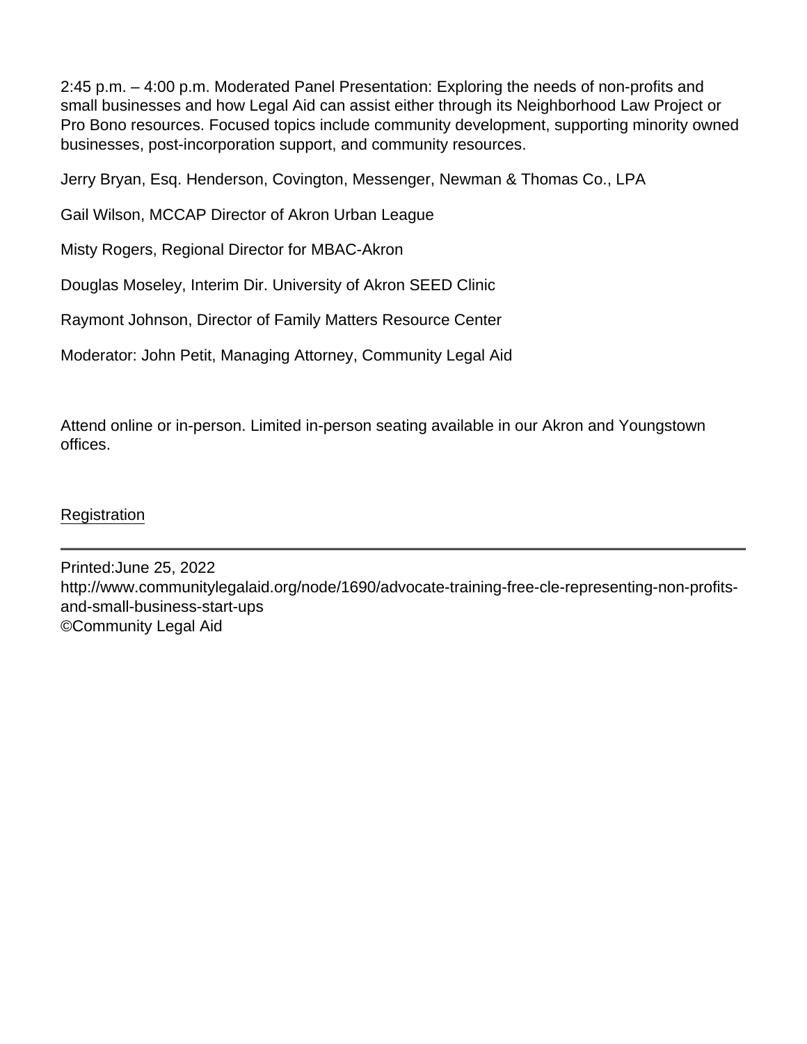2:45 p.m. – 4:00 p.m. Moderated Panel Presentation: Exploring the needs of non-profits and small businesses and how Legal Aid can assist either through its Neighborhood Law Project or Pro Bono resources. Focused topics include community development, supporting minority owned businesses, post-incorporation support, and community resources.

Jerry Bryan, Esq. Henderson, Covington, Messenger, Newman & Thomas Co., LPA

Gail Wilson, MCCAP Director of Akron Urban League

Misty Rogers, Regional Director for MBAC-Akron

Douglas Moseley, Interim Dir. University of Akron SEED Clinic

Raymont Johnson, Director of Family Matters Resource Center

Moderator: John Petit, Managing Attorney, Community Legal Aid

Attend online or in-person. Limited in-person seating available in our Akron and Youngstown offices.

Registration

---

Printed:June 25, 2022
http://www.communitylegalaid.org/node/1690/advocate-training-free-cle-representing-non-profits-and-small-business-start-ups
©Community Legal Aid